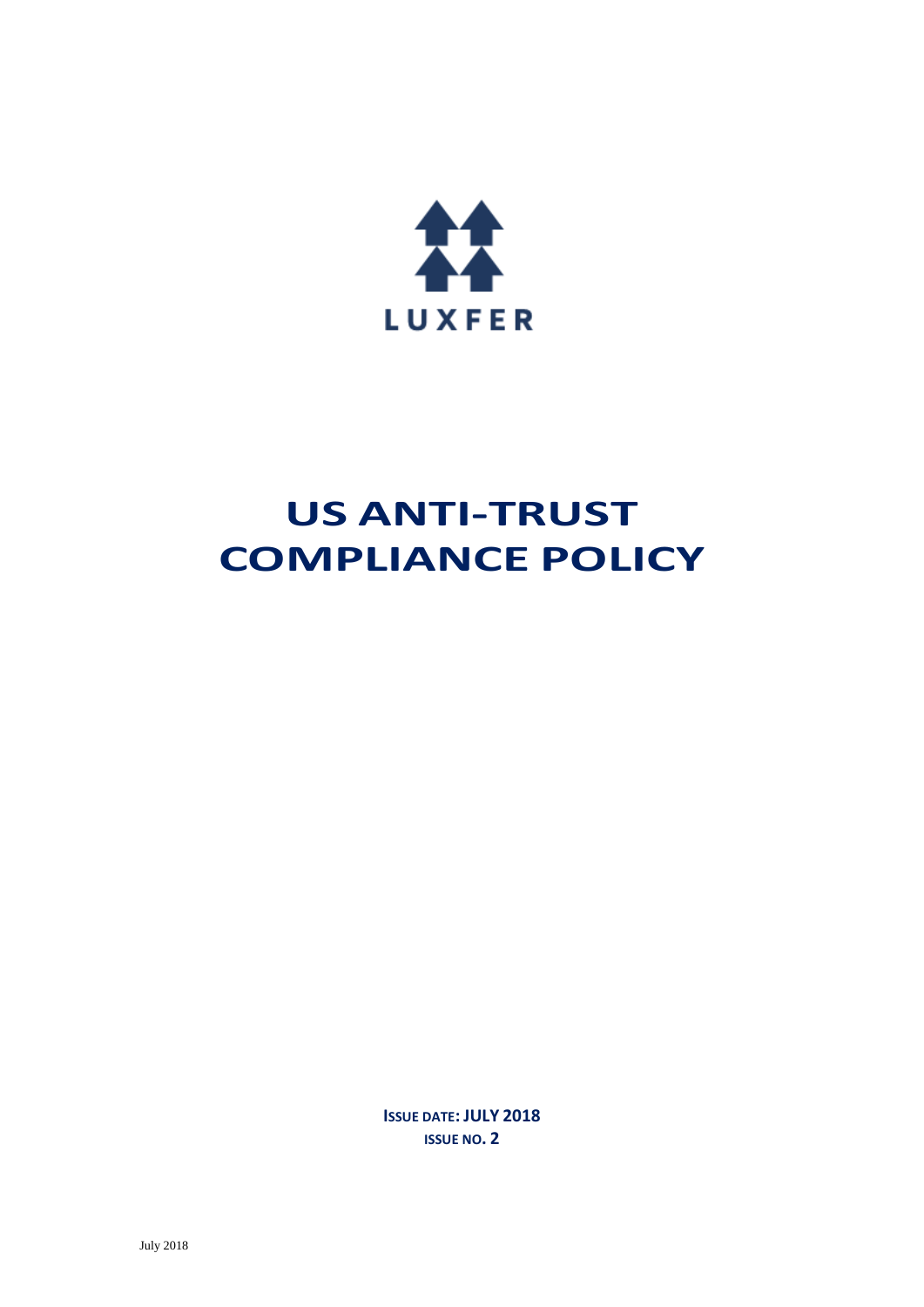LUXFER

# US ANTI-TRUST COMPLIANCE POLICY

**ISSUE DATE: JULY 2018**
**ISSUE NO. 2**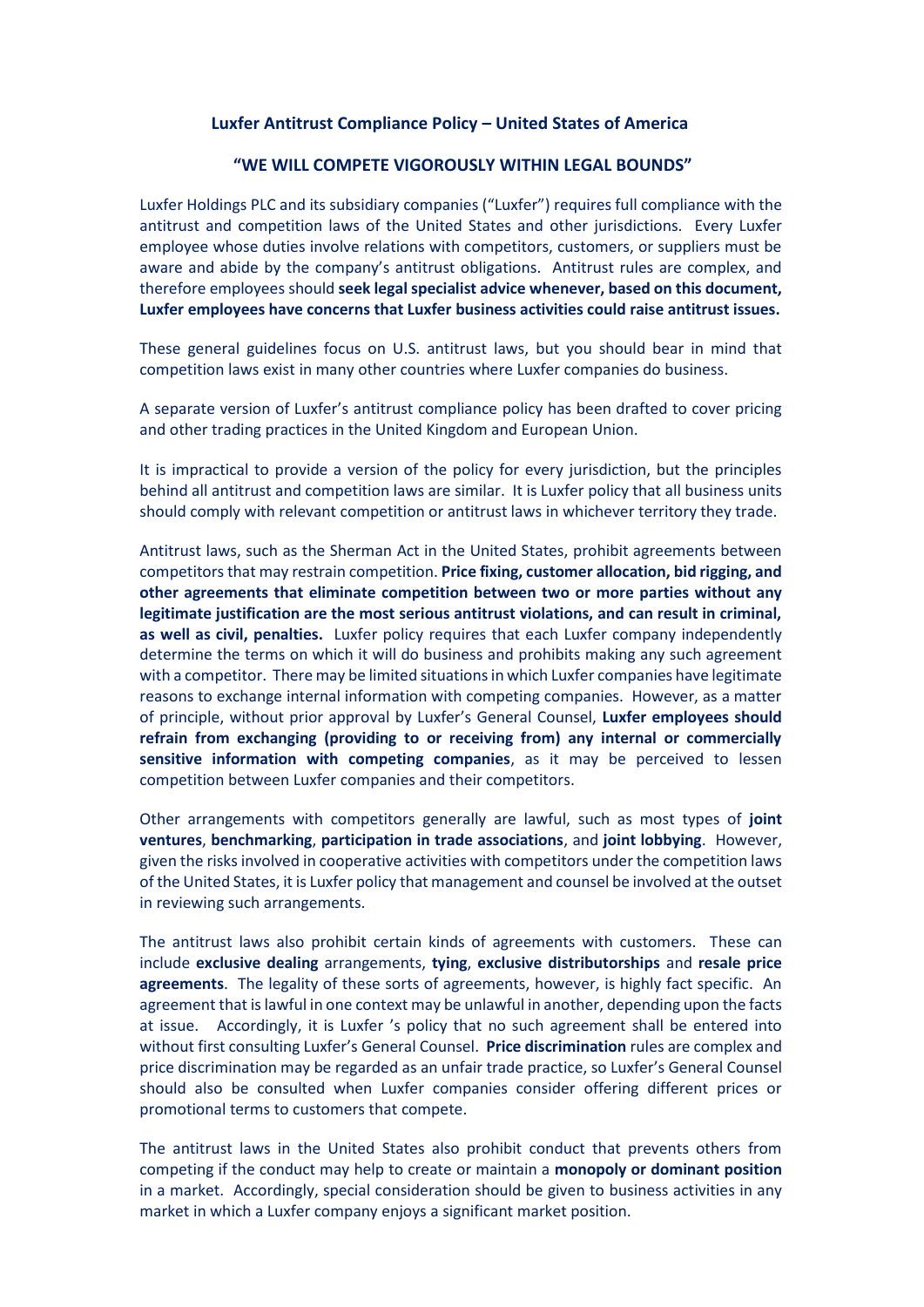## Luxfer Antitrust Compliance Policy – United States of America

### "WE WILL COMPETE VIGOROUSLY WITHIN LEGAL BOUNDS"

Luxfer Holdings PLC and its subsidiary companies ("Luxfer") requires full compliance with the antitrust and competition laws of the United States and other jurisdictions. Every Luxfer employee whose duties involve relations with competitors, customers, or suppliers must be aware and abide by the company's antitrust obligations. Antitrust rules are complex, and therefore employees should **seek legal specialist advice whenever, based on this document, Luxfer employees have concerns that Luxfer business activities could raise antitrust issues.**

These general guidelines focus on U.S. antitrust laws, but you should bear in mind that competition laws exist in many other countries where Luxfer companies do business.

A separate version of Luxfer's antitrust compliance policy has been drafted to cover pricing and other trading practices in the United Kingdom and European Union.

It is impractical to provide a version of the policy for every jurisdiction, but the principles behind all antitrust and competition laws are similar. It is Luxfer policy that all business units should comply with relevant competition or antitrust laws in whichever territory they trade.

Antitrust laws, such as the Sherman Act in the United States, prohibit agreements between competitors that may restrain competition. **Price fixing, customer allocation, bid rigging, and other agreements that eliminate competition between two or more parties without any legitimate justification are the most serious antitrust violations, and can result in criminal, as well as civil, penalties.** Luxfer policy requires that each Luxfer company independently determine the terms on which it will do business and prohibits making any such agreement with a competitor. There may be limited situations in which Luxfer companies have legitimate reasons to exchange internal information with competing companies. However, as a matter of principle, without prior approval by Luxfer's General Counsel, **Luxfer employees should refrain from exchanging (providing to or receiving from) any internal or commercially sensitive information with competing companies**, as it may be perceived to lessen competition between Luxfer companies and their competitors.

Other arrangements with competitors generally are lawful, such as most types of **joint ventures**, **benchmarking**, **participation in trade associations**, and **joint lobbying**. However, given the risks involved in cooperative activities with competitors under the competition laws of the United States, it is Luxfer policy that management and counsel be involved at the outset in reviewing such arrangements.

The antitrust laws also prohibit certain kinds of agreements with customers. These can include **exclusive dealing** arrangements, **tying**, **exclusive distributorships** and **resale price agreements**. The legality of these sorts of agreements, however, is highly fact specific. An agreement that is lawful in one context may be unlawful in another, depending upon the facts at issue. Accordingly, it is Luxfer 's policy that no such agreement shall be entered into without first consulting Luxfer's General Counsel. **Price discrimination** rules are complex and price discrimination may be regarded as an unfair trade practice, so Luxfer's General Counsel should also be consulted when Luxfer companies consider offering different prices or promotional terms to customers that compete.

The antitrust laws in the United States also prohibit conduct that prevents others from competing if the conduct may help to create or maintain a **monopoly or dominant position** in a market. Accordingly, special consideration should be given to business activities in any market in which a Luxfer company enjoys a significant market position.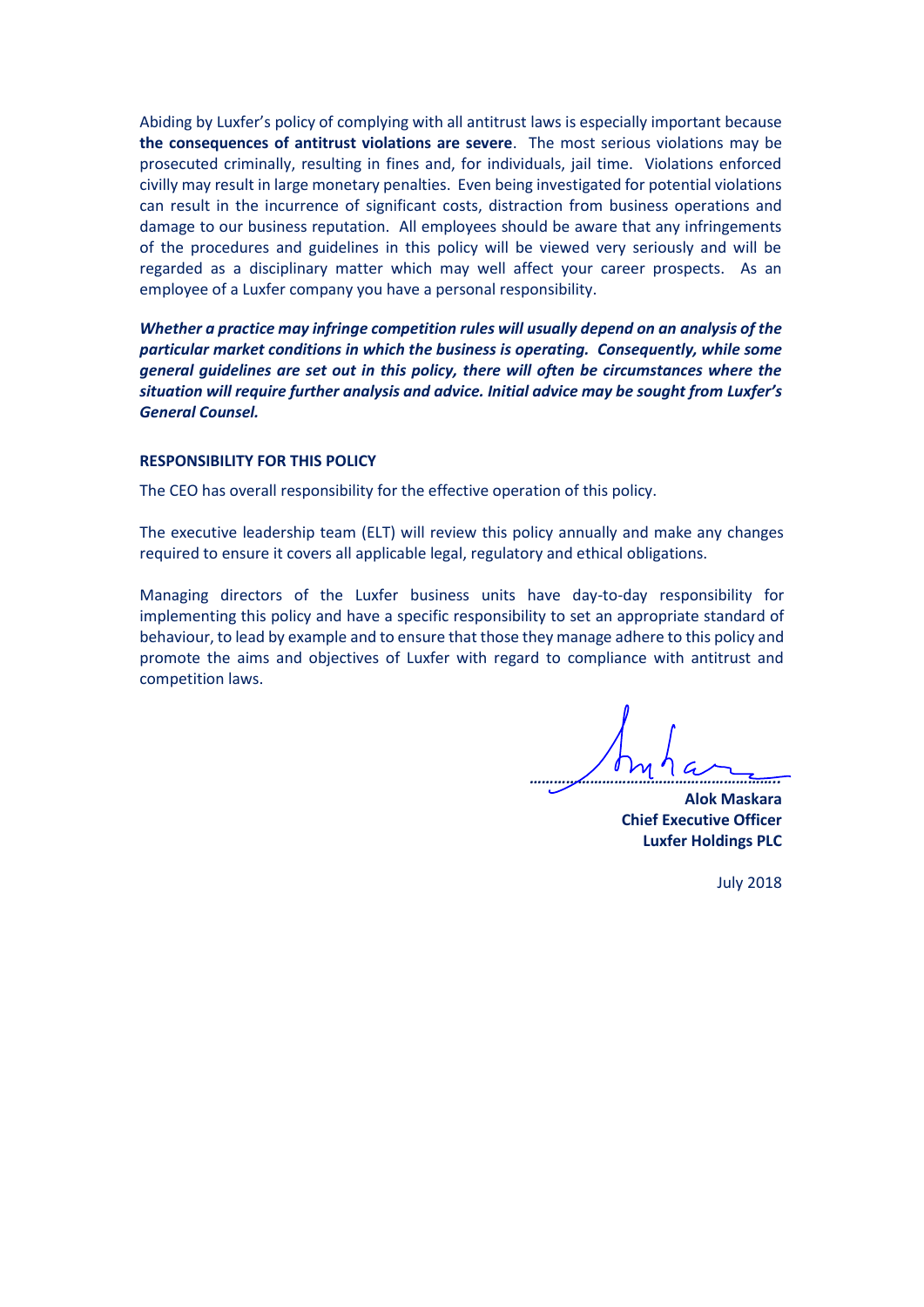Abiding by Luxfer's policy of complying with all antitrust laws is especially important because **the consequences of antitrust violations are severe**. The most serious violations may be prosecuted criminally, resulting in fines and, for individuals, jail time. Violations enforced civilly may result in large monetary penalties. Even being investigated for potential violations can result in the incurrence of significant costs, distraction from business operations and damage to our business reputation. All employees should be aware that any infringements of the procedures and guidelines in this policy will be viewed very seriously and will be regarded as a disciplinary matter which may well affect your career prospects. As an employee of a Luxfer company you have a personal responsibility.

***Whether a practice may infringe competition rules will usually depend on an analysis of the particular market conditions in which the business is operating. Consequently, while some general guidelines are set out in this policy, there will often be circumstances where the situation will require further analysis and advice. Initial advice may be sought from Luxfer's General Counsel.***

**RESPONSIBILITY FOR THIS POLICY**

The CEO has overall responsibility for the effective operation of this policy.

The executive leadership team (ELT) will review this policy annually and make any changes required to ensure it covers all applicable legal, regulatory and ethical obligations.

Managing directors of the Luxfer business units have day-to-day responsibility for implementing this policy and have a specific responsibility to set an appropriate standard of behaviour, to lead by example and to ensure that those they manage adhere to this policy and promote the aims and objectives of Luxfer with regard to compliance with antitrust and competition laws.

……………………………………………………

**Alok Maskara**
**Chief Executive Officer**
**Luxfer Holdings PLC**

July 2018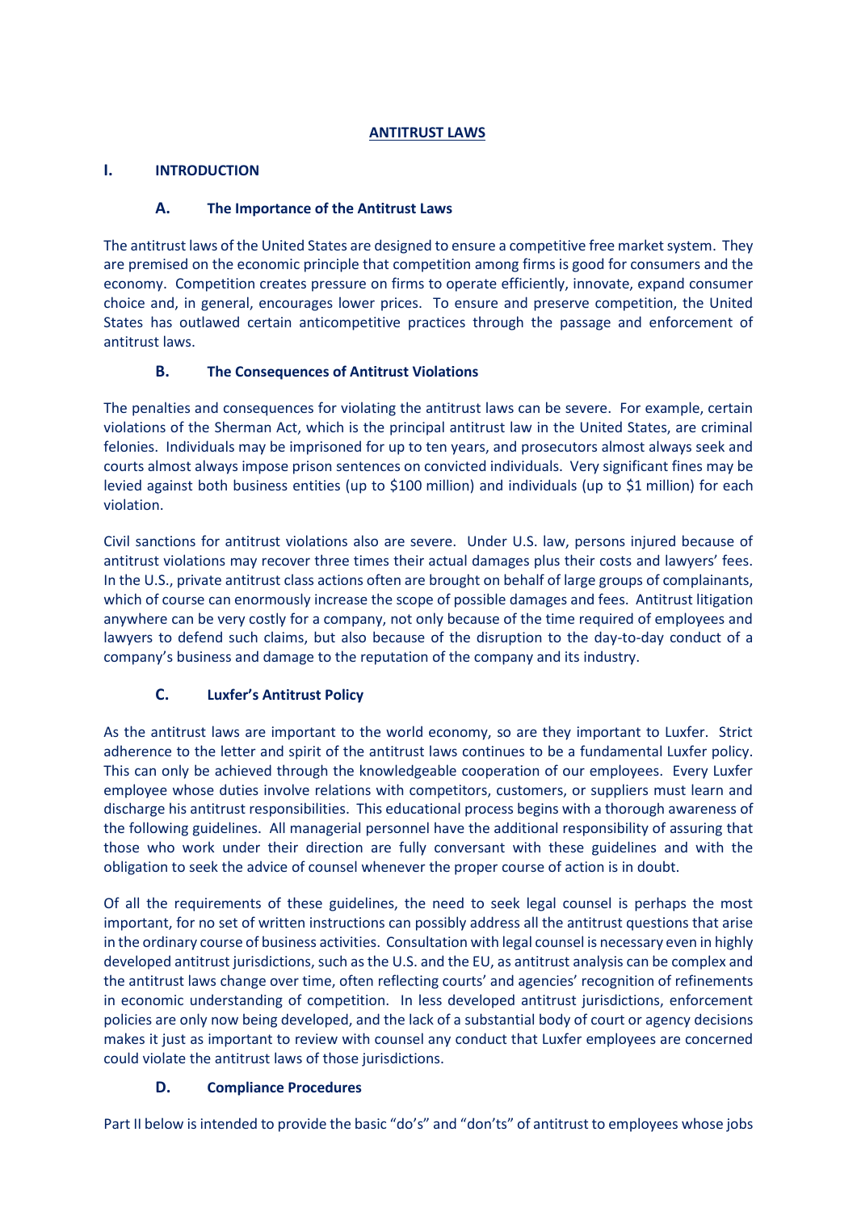# ANTITRUST LAWS

## I. INTRODUCTION

### A. The Importance of the Antitrust Laws

The antitrust laws of the United States are designed to ensure a competitive free market system. They are premised on the economic principle that competition among firms is good for consumers and the economy. Competition creates pressure on firms to operate efficiently, innovate, expand consumer choice and, in general, encourages lower prices. To ensure and preserve competition, the United States has outlawed certain anticompetitive practices through the passage and enforcement of antitrust laws.

### B. The Consequences of Antitrust Violations

The penalties and consequences for violating the antitrust laws can be severe. For example, certain violations of the Sherman Act, which is the principal antitrust law in the United States, are criminal felonies. Individuals may be imprisoned for up to ten years, and prosecutors almost always seek and courts almost always impose prison sentences on convicted individuals. Very significant fines may be levied against both business entities (up to $100 million) and individuals (up to $1 million) for each violation.

Civil sanctions for antitrust violations also are severe. Under U.S. law, persons injured because of antitrust violations may recover three times their actual damages plus their costs and lawyers' fees. In the U.S., private antitrust class actions often are brought on behalf of large groups of complainants, which of course can enormously increase the scope of possible damages and fees. Antitrust litigation anywhere can be very costly for a company, not only because of the time required of employees and lawyers to defend such claims, but also because of the disruption to the day-to-day conduct of a company's business and damage to the reputation of the company and its industry.

### C. Luxfer's Antitrust Policy

As the antitrust laws are important to the world economy, so are they important to Luxfer. Strict adherence to the letter and spirit of the antitrust laws continues to be a fundamental Luxfer policy. This can only be achieved through the knowledgeable cooperation of our employees. Every Luxfer employee whose duties involve relations with competitors, customers, or suppliers must learn and discharge his antitrust responsibilities. This educational process begins with a thorough awareness of the following guidelines. All managerial personnel have the additional responsibility of assuring that those who work under their direction are fully conversant with these guidelines and with the obligation to seek the advice of counsel whenever the proper course of action is in doubt.

Of all the requirements of these guidelines, the need to seek legal counsel is perhaps the most important, for no set of written instructions can possibly address all the antitrust questions that arise in the ordinary course of business activities. Consultation with legal counsel is necessary even in highly developed antitrust jurisdictions, such as the U.S. and the EU, as antitrust analysis can be complex and the antitrust laws change over time, often reflecting courts' and agencies' recognition of refinements in economic understanding of competition. In less developed antitrust jurisdictions, enforcement policies are only now being developed, and the lack of a substantial body of court or agency decisions makes it just as important to review with counsel any conduct that Luxfer employees are concerned could violate the antitrust laws of those jurisdictions.

### D. Compliance Procedures

Part II below is intended to provide the basic "do's" and "don'ts" of antitrust to employees whose jobs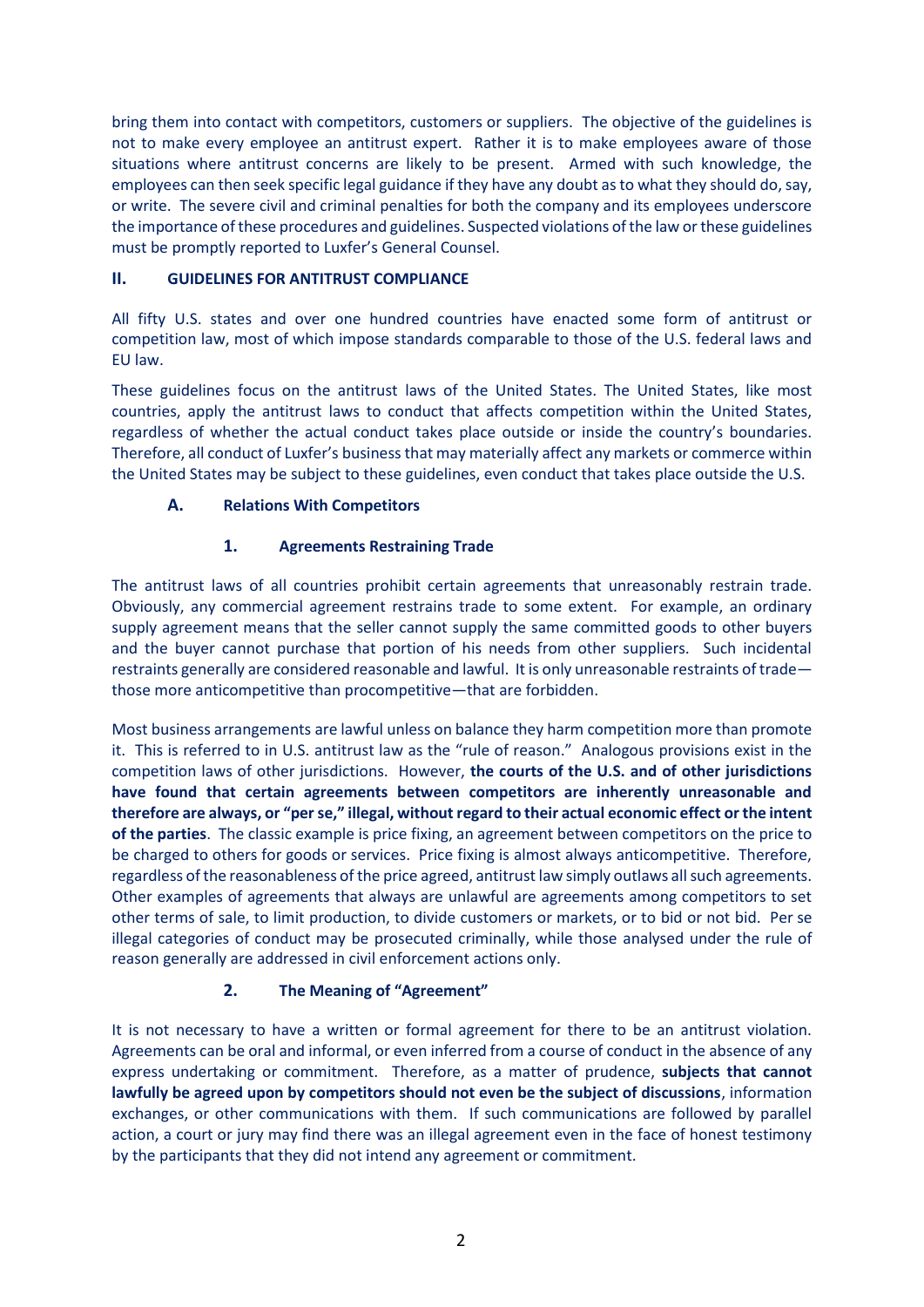bring them into contact with competitors, customers or suppliers. The objective of the guidelines is not to make every employee an antitrust expert. Rather it is to make employees aware of those situations where antitrust concerns are likely to be present. Armed with such knowledge, the employees can then seek specific legal guidance if they have any doubt as to what they should do, say, or write. The severe civil and criminal penalties for both the company and its employees underscore the importance of these procedures and guidelines. Suspected violations of the law or these guidelines must be promptly reported to Luxfer's General Counsel.

## II. GUIDELINES FOR ANTITRUST COMPLIANCE

All fifty U.S. states and over one hundred countries have enacted some form of antitrust or competition law, most of which impose standards comparable to those of the U.S. federal laws and EU law.

These guidelines focus on the antitrust laws of the United States. The United States, like most countries, apply the antitrust laws to conduct that affects competition within the United States, regardless of whether the actual conduct takes place outside or inside the country's boundaries. Therefore, all conduct of Luxfer's business that may materially affect any markets or commerce within the United States may be subject to these guidelines, even conduct that takes place outside the U.S.

### A. Relations With Competitors

#### 1. Agreements Restraining Trade

The antitrust laws of all countries prohibit certain agreements that unreasonably restrain trade. Obviously, any commercial agreement restrains trade to some extent. For example, an ordinary supply agreement means that the seller cannot supply the same committed goods to other buyers and the buyer cannot purchase that portion of his needs from other suppliers. Such incidental restraints generally are considered reasonable and lawful. It is only unreasonable restraints of trade—those more anticompetitive than procompetitive—that are forbidden.

Most business arrangements are lawful unless on balance they harm competition more than promote it. This is referred to in U.S. antitrust law as the "rule of reason." Analogous provisions exist in the competition laws of other jurisdictions. However, **the courts of the U.S. and of other jurisdictions have found that certain agreements between competitors are inherently unreasonable and therefore are always, or "per se," illegal, without regard to their actual economic effect or the intent of the parties**. The classic example is price fixing, an agreement between competitors on the price to be charged to others for goods or services. Price fixing is almost always anticompetitive. Therefore, regardless of the reasonableness of the price agreed, antitrust law simply outlaws all such agreements. Other examples of agreements that always are unlawful are agreements among competitors to set other terms of sale, to limit production, to divide customers or markets, or to bid or not bid. Per se illegal categories of conduct may be prosecuted criminally, while those analysed under the rule of reason generally are addressed in civil enforcement actions only.

#### 2. The Meaning of "Agreement"

It is not necessary to have a written or formal agreement for there to be an antitrust violation. Agreements can be oral and informal, or even inferred from a course of conduct in the absence of any express undertaking or commitment. Therefore, as a matter of prudence, **subjects that cannot lawfully be agreed upon by competitors should not even be the subject of discussions**, information exchanges, or other communications with them. If such communications are followed by parallel action, a court or jury may find there was an illegal agreement even in the face of honest testimony by the participants that they did not intend any agreement or commitment.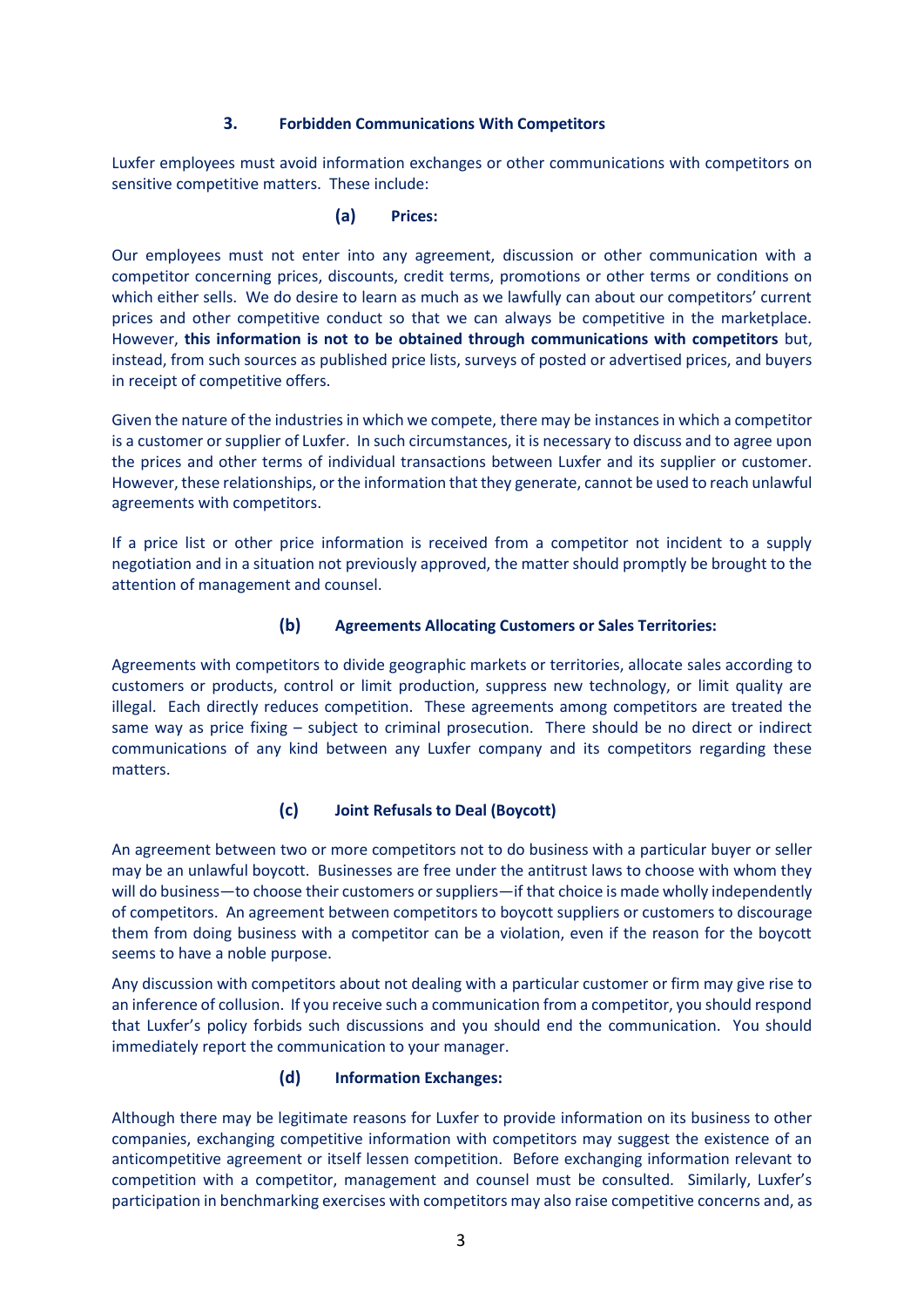## 3. Forbidden Communications With Competitors

Luxfer employees must avoid information exchanges or other communications with competitors on sensitive competitive matters. These include:

### (a) Prices:

Our employees must not enter into any agreement, discussion or other communication with a competitor concerning prices, discounts, credit terms, promotions or other terms or conditions on which either sells. We do desire to learn as much as we lawfully can about our competitors' current prices and other competitive conduct so that we can always be competitive in the marketplace. However, **this information is not to be obtained through communications with competitors** but, instead, from such sources as published price lists, surveys of posted or advertised prices, and buyers in receipt of competitive offers.

Given the nature of the industries in which we compete, there may be instances in which a competitor is a customer or supplier of Luxfer. In such circumstances, it is necessary to discuss and to agree upon the prices and other terms of individual transactions between Luxfer and its supplier or customer. However, these relationships, or the information that they generate, cannot be used to reach unlawful agreements with competitors.

If a price list or other price information is received from a competitor not incident to a supply negotiation and in a situation not previously approved, the matter should promptly be brought to the attention of management and counsel.

### (b) Agreements Allocating Customers or Sales Territories:

Agreements with competitors to divide geographic markets or territories, allocate sales according to customers or products, control or limit production, suppress new technology, or limit quality are illegal. Each directly reduces competition. These agreements among competitors are treated the same way as price fixing – subject to criminal prosecution. There should be no direct or indirect communications of any kind between any Luxfer company and its competitors regarding these matters.

### (c) Joint Refusals to Deal (Boycott)

An agreement between two or more competitors not to do business with a particular buyer or seller may be an unlawful boycott. Businesses are free under the antitrust laws to choose with whom they will do business—to choose their customers or suppliers—if that choice is made wholly independently of competitors. An agreement between competitors to boycott suppliers or customers to discourage them from doing business with a competitor can be a violation, even if the reason for the boycott seems to have a noble purpose.

Any discussion with competitors about not dealing with a particular customer or firm may give rise to an inference of collusion. If you receive such a communication from a competitor, you should respond that Luxfer's policy forbids such discussions and you should end the communication. You should immediately report the communication to your manager.

### (d) Information Exchanges:

Although there may be legitimate reasons for Luxfer to provide information on its business to other companies, exchanging competitive information with competitors may suggest the existence of an anticompetitive agreement or itself lessen competition. Before exchanging information relevant to competition with a competitor, management and counsel must be consulted. Similarly, Luxfer's participation in benchmarking exercises with competitors may also raise competitive concerns and, as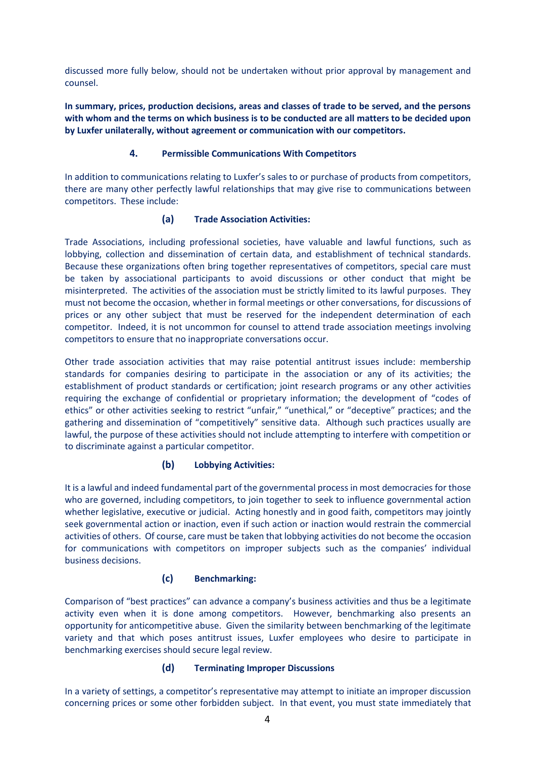discussed more fully below, should not be undertaken without prior approval by management and counsel.

**In summary, prices, production decisions, areas and classes of trade to be served, and the persons with whom and the terms on which business is to be conducted are all matters to be decided upon by Luxfer unilaterally, without agreement or communication with our competitors.**

### 4. Permissible Communications With Competitors

In addition to communications relating to Luxfer's sales to or purchase of products from competitors, there are many other perfectly lawful relationships that may give rise to communications between competitors. These include:

#### (a) Trade Association Activities:

Trade Associations, including professional societies, have valuable and lawful functions, such as lobbying, collection and dissemination of certain data, and establishment of technical standards. Because these organizations often bring together representatives of competitors, special care must be taken by associational participants to avoid discussions or other conduct that might be misinterpreted. The activities of the association must be strictly limited to its lawful purposes. They must not become the occasion, whether in formal meetings or other conversations, for discussions of prices or any other subject that must be reserved for the independent determination of each competitor. Indeed, it is not uncommon for counsel to attend trade association meetings involving competitors to ensure that no inappropriate conversations occur.

Other trade association activities that may raise potential antitrust issues include: membership standards for companies desiring to participate in the association or any of its activities; the establishment of product standards or certification; joint research programs or any other activities requiring the exchange of confidential or proprietary information; the development of "codes of ethics" or other activities seeking to restrict "unfair," "unethical," or "deceptive" practices; and the gathering and dissemination of "competitively" sensitive data. Although such practices usually are lawful, the purpose of these activities should not include attempting to interfere with competition or to discriminate against a particular competitor.

#### (b) Lobbying Activities:

It is a lawful and indeed fundamental part of the governmental process in most democracies for those who are governed, including competitors, to join together to seek to influence governmental action whether legislative, executive or judicial. Acting honestly and in good faith, competitors may jointly seek governmental action or inaction, even if such action or inaction would restrain the commercial activities of others. Of course, care must be taken that lobbying activities do not become the occasion for communications with competitors on improper subjects such as the companies' individual business decisions.

#### (c) Benchmarking:

Comparison of "best practices" can advance a company's business activities and thus be a legitimate activity even when it is done among competitors. However, benchmarking also presents an opportunity for anticompetitive abuse. Given the similarity between benchmarking of the legitimate variety and that which poses antitrust issues, Luxfer employees who desire to participate in benchmarking exercises should secure legal review.

#### (d) Terminating Improper Discussions

In a variety of settings, a competitor's representative may attempt to initiate an improper discussion concerning prices or some other forbidden subject. In that event, you must state immediately that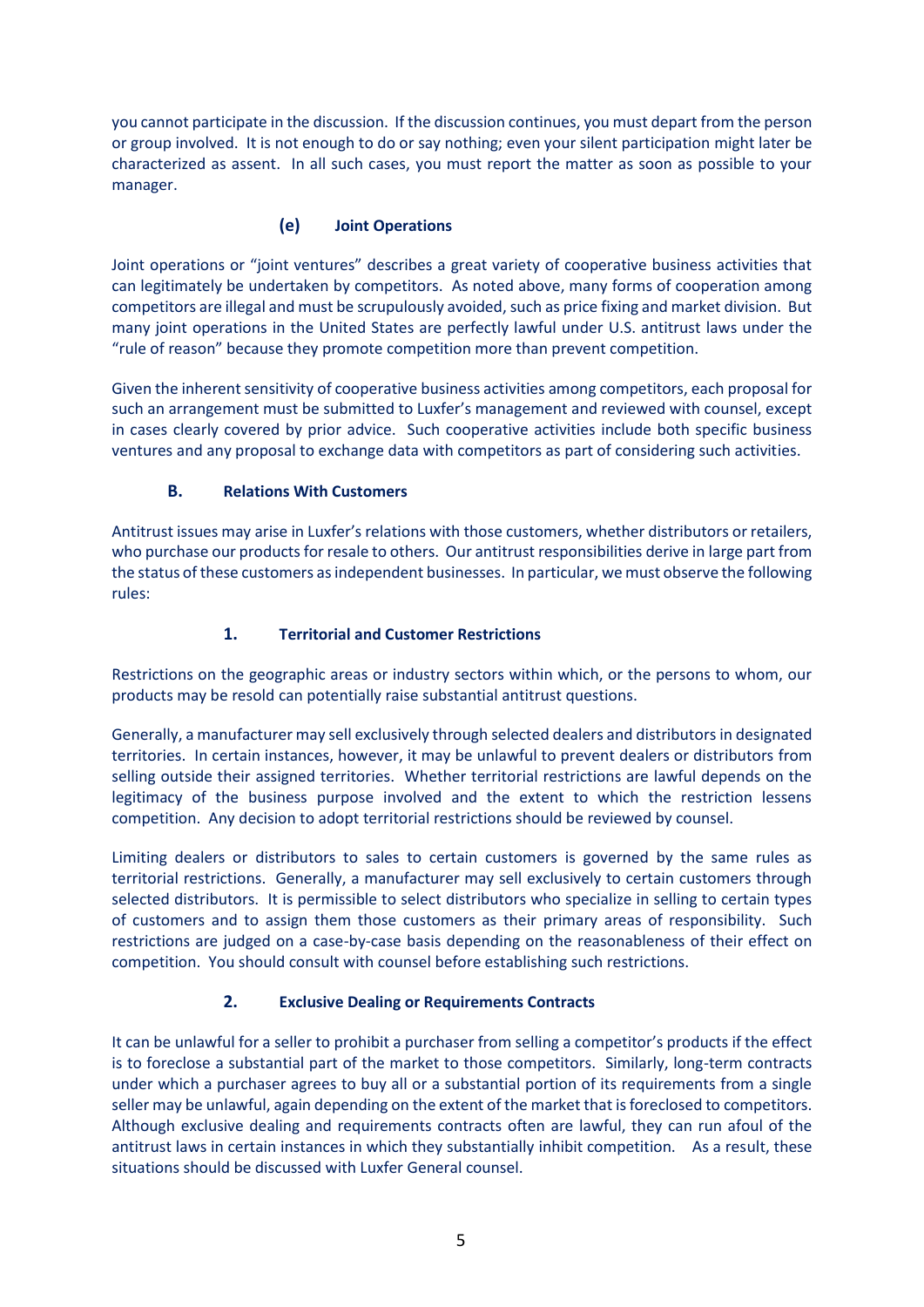you cannot participate in the discussion. If the discussion continues, you must depart from the person or group involved. It is not enough to do or say nothing; even your silent participation might later be characterized as assent. In all such cases, you must report the matter as soon as possible to your manager.

#### (e) Joint Operations

Joint operations or "joint ventures" describes a great variety of cooperative business activities that can legitimately be undertaken by competitors. As noted above, many forms of cooperation among competitors are illegal and must be scrupulously avoided, such as price fixing and market division. But many joint operations in the United States are perfectly lawful under U.S. antitrust laws under the "rule of reason" because they promote competition more than prevent competition.

Given the inherent sensitivity of cooperative business activities among competitors, each proposal for such an arrangement must be submitted to Luxfer's management and reviewed with counsel, except in cases clearly covered by prior advice. Such cooperative activities include both specific business ventures and any proposal to exchange data with competitors as part of considering such activities.

### B. Relations With Customers

Antitrust issues may arise in Luxfer's relations with those customers, whether distributors or retailers, who purchase our products for resale to others. Our antitrust responsibilities derive in large part from the status of these customers as independent businesses. In particular, we must observe the following rules:

#### 1. Territorial and Customer Restrictions

Restrictions on the geographic areas or industry sectors within which, or the persons to whom, our products may be resold can potentially raise substantial antitrust questions.

Generally, a manufacturer may sell exclusively through selected dealers and distributors in designated territories. In certain instances, however, it may be unlawful to prevent dealers or distributors from selling outside their assigned territories. Whether territorial restrictions are lawful depends on the legitimacy of the business purpose involved and the extent to which the restriction lessens competition. Any decision to adopt territorial restrictions should be reviewed by counsel.

Limiting dealers or distributors to sales to certain customers is governed by the same rules as territorial restrictions. Generally, a manufacturer may sell exclusively to certain customers through selected distributors. It is permissible to select distributors who specialize in selling to certain types of customers and to assign them those customers as their primary areas of responsibility. Such restrictions are judged on a case-by-case basis depending on the reasonableness of their effect on competition. You should consult with counsel before establishing such restrictions.

#### 2. Exclusive Dealing or Requirements Contracts

It can be unlawful for a seller to prohibit a purchaser from selling a competitor's products if the effect is to foreclose a substantial part of the market to those competitors. Similarly, long-term contracts under which a purchaser agrees to buy all or a substantial portion of its requirements from a single seller may be unlawful, again depending on the extent of the market that is foreclosed to competitors. Although exclusive dealing and requirements contracts often are lawful, they can run afoul of the antitrust laws in certain instances in which they substantially inhibit competition. As a result, these situations should be discussed with Luxfer General counsel.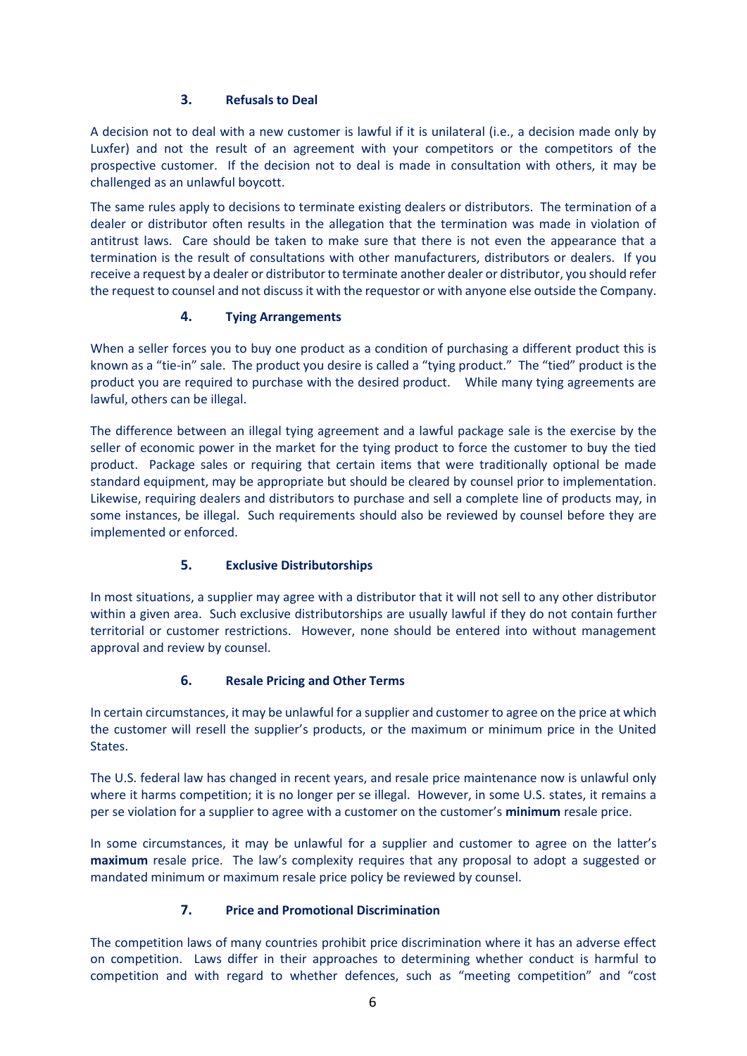### 3. Refusals to Deal

A decision not to deal with a new customer is lawful if it is unilateral (i.e., a decision made only by Luxfer) and not the result of an agreement with your competitors or the competitors of the prospective customer. If the decision not to deal is made in consultation with others, it may be challenged as an unlawful boycott.

The same rules apply to decisions to terminate existing dealers or distributors. The termination of a dealer or distributor often results in the allegation that the termination was made in violation of antitrust laws. Care should be taken to make sure that there is not even the appearance that a termination is the result of consultations with other manufacturers, distributors or dealers. If you receive a request by a dealer or distributor to terminate another dealer or distributor, you should refer the request to counsel and not discuss it with the requestor or with anyone else outside the Company.

### 4. Tying Arrangements

When a seller forces you to buy one product as a condition of purchasing a different product this is known as a "tie-in" sale. The product you desire is called a "tying product." The "tied" product is the product you are required to purchase with the desired product. While many tying agreements are lawful, others can be illegal.

The difference between an illegal tying agreement and a lawful package sale is the exercise by the seller of economic power in the market for the tying product to force the customer to buy the tied product. Package sales or requiring that certain items that were traditionally optional be made standard equipment, may be appropriate but should be cleared by counsel prior to implementation. Likewise, requiring dealers and distributors to purchase and sell a complete line of products may, in some instances, be illegal. Such requirements should also be reviewed by counsel before they are implemented or enforced.

### 5. Exclusive Distributorships

In most situations, a supplier may agree with a distributor that it will not sell to any other distributor within a given area. Such exclusive distributorships are usually lawful if they do not contain further territorial or customer restrictions. However, none should be entered into without management approval and review by counsel.

### 6. Resale Pricing and Other Terms

In certain circumstances, it may be unlawful for a supplier and customer to agree on the price at which the customer will resell the supplier's products, or the maximum or minimum price in the United States.

The U.S. federal law has changed in recent years, and resale price maintenance now is unlawful only where it harms competition; it is no longer per se illegal. However, in some U.S. states, it remains a per se violation for a supplier to agree with a customer on the customer's **minimum** resale price.

In some circumstances, it may be unlawful for a supplier and customer to agree on the latter's **maximum** resale price. The law's complexity requires that any proposal to adopt a suggested or mandated minimum or maximum resale price policy be reviewed by counsel.

### 7. Price and Promotional Discrimination

The competition laws of many countries prohibit price discrimination where it has an adverse effect on competition. Laws differ in their approaches to determining whether conduct is harmful to competition and with regard to whether defences, such as "meeting competition" and "cost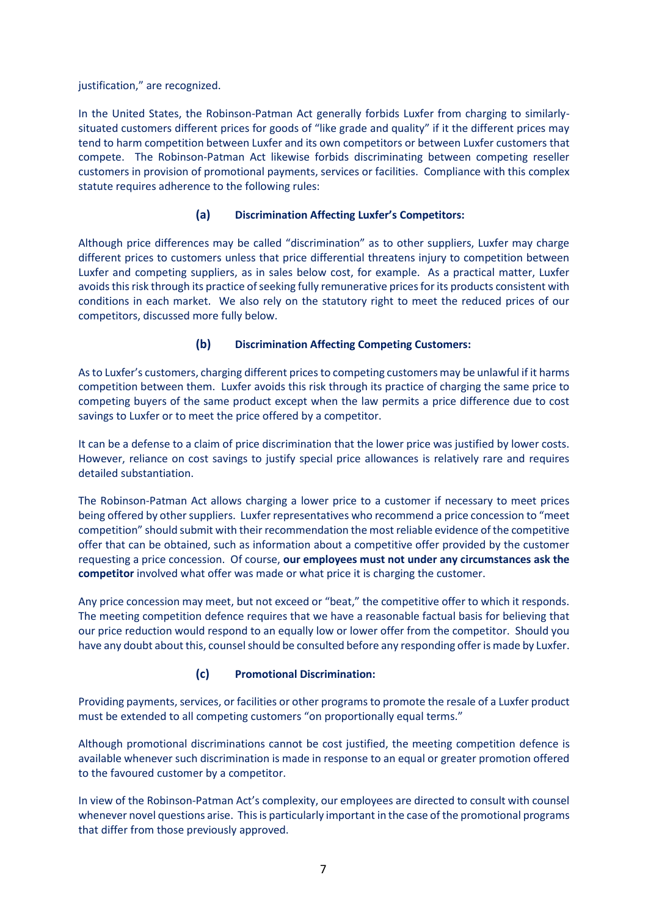justification," are recognized.

In the United States, the Robinson-Patman Act generally forbids Luxfer from charging to similarly-situated customers different prices for goods of "like grade and quality" if it the different prices may tend to harm competition between Luxfer and its own competitors or between Luxfer customers that compete. The Robinson-Patman Act likewise forbids discriminating between competing reseller customers in provision of promotional payments, services or facilities. Compliance with this complex statute requires adherence to the following rules:

#### (a) Discrimination Affecting Luxfer's Competitors:

Although price differences may be called "discrimination" as to other suppliers, Luxfer may charge different prices to customers unless that price differential threatens injury to competition between Luxfer and competing suppliers, as in sales below cost, for example. As a practical matter, Luxfer avoids this risk through its practice of seeking fully remunerative prices for its products consistent with conditions in each market. We also rely on the statutory right to meet the reduced prices of our competitors, discussed more fully below.

#### (b) Discrimination Affecting Competing Customers:

As to Luxfer's customers, charging different prices to competing customers may be unlawful if it harms competition between them. Luxfer avoids this risk through its practice of charging the same price to competing buyers of the same product except when the law permits a price difference due to cost savings to Luxfer or to meet the price offered by a competitor.

It can be a defense to a claim of price discrimination that the lower price was justified by lower costs. However, reliance on cost savings to justify special price allowances is relatively rare and requires detailed substantiation.

The Robinson-Patman Act allows charging a lower price to a customer if necessary to meet prices being offered by other suppliers. Luxfer representatives who recommend a price concession to "meet competition" should submit with their recommendation the most reliable evidence of the competitive offer that can be obtained, such as information about a competitive offer provided by the customer requesting a price concession. Of course, **our employees must not under any circumstances ask the competitor** involved what offer was made or what price it is charging the customer.

Any price concession may meet, but not exceed or "beat," the competitive offer to which it responds. The meeting competition defence requires that we have a reasonable factual basis for believing that our price reduction would respond to an equally low or lower offer from the competitor. Should you have any doubt about this, counsel should be consulted before any responding offer is made by Luxfer.

#### (c) Promotional Discrimination:

Providing payments, services, or facilities or other programs to promote the resale of a Luxfer product must be extended to all competing customers "on proportionally equal terms."

Although promotional discriminations cannot be cost justified, the meeting competition defence is available whenever such discrimination is made in response to an equal or greater promotion offered to the favoured customer by a competitor.

In view of the Robinson-Patman Act's complexity, our employees are directed to consult with counsel whenever novel questions arise. This is particularly important in the case of the promotional programs that differ from those previously approved.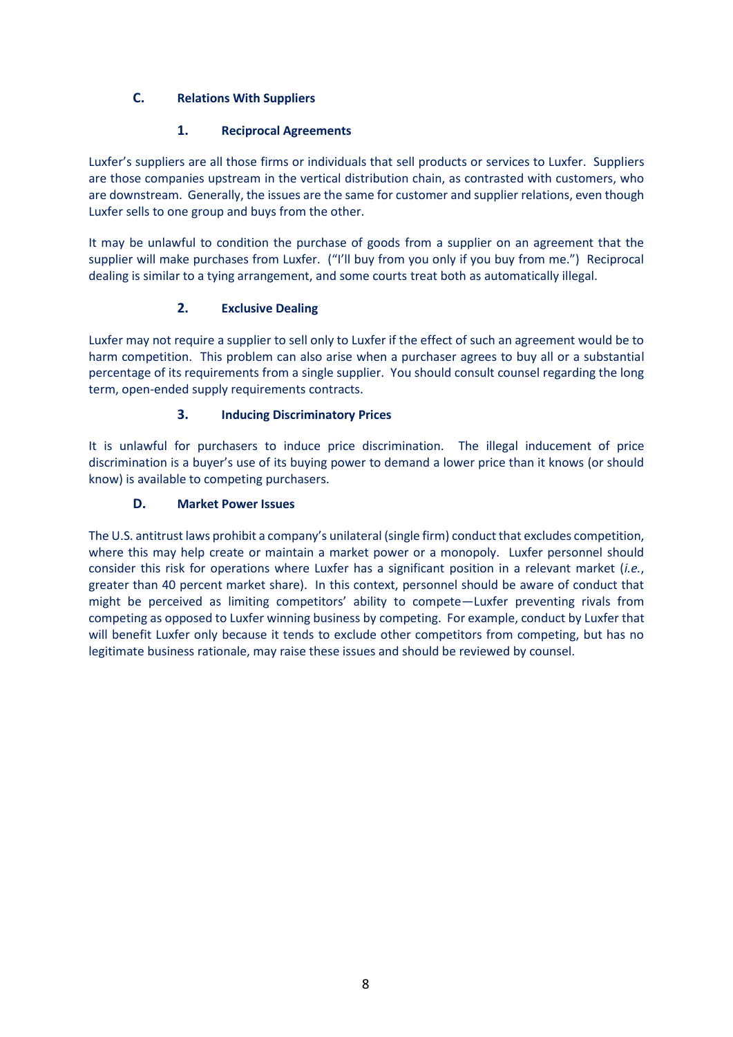### C. Relations With Suppliers

#### 1. Reciprocal Agreements

Luxfer's suppliers are all those firms or individuals that sell products or services to Luxfer. Suppliers are those companies upstream in the vertical distribution chain, as contrasted with customers, who are downstream. Generally, the issues are the same for customer and supplier relations, even though Luxfer sells to one group and buys from the other.

It may be unlawful to condition the purchase of goods from a supplier on an agreement that the supplier will make purchases from Luxfer. ("I'll buy from you only if you buy from me.") Reciprocal dealing is similar to a tying arrangement, and some courts treat both as automatically illegal.

#### 2. Exclusive Dealing

Luxfer may not require a supplier to sell only to Luxfer if the effect of such an agreement would be to harm competition. This problem can also arise when a purchaser agrees to buy all or a substantial percentage of its requirements from a single supplier. You should consult counsel regarding the long term, open-ended supply requirements contracts.

#### 3. Inducing Discriminatory Prices

It is unlawful for purchasers to induce price discrimination. The illegal inducement of price discrimination is a buyer's use of its buying power to demand a lower price than it knows (or should know) is available to competing purchasers.

### D. Market Power Issues

The U.S. antitrust laws prohibit a company's unilateral (single firm) conduct that excludes competition, where this may help create or maintain a market power or a monopoly. Luxfer personnel should consider this risk for operations where Luxfer has a significant position in a relevant market (*i.e.*, greater than 40 percent market share). In this context, personnel should be aware of conduct that might be perceived as limiting competitors' ability to compete—Luxfer preventing rivals from competing as opposed to Luxfer winning business by competing. For example, conduct by Luxfer that will benefit Luxfer only because it tends to exclude other competitors from competing, but has no legitimate business rationale, may raise these issues and should be reviewed by counsel.